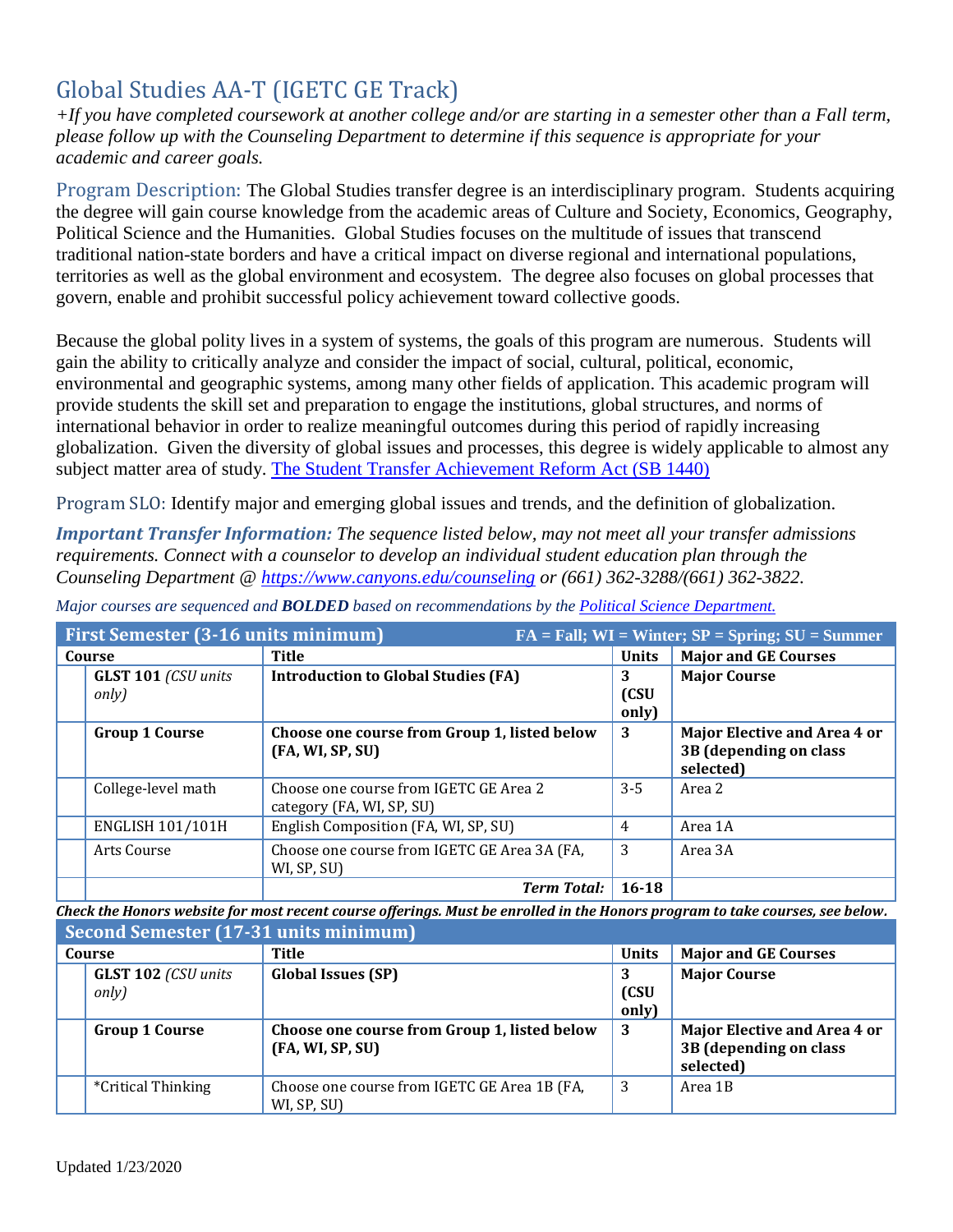# Global Studies AA-T (IGETC GE Track)

*+If you have completed coursework at another college and/or are starting in a semester other than a Fall term, please follow up with the Counseling Department to determine if this sequence is appropriate for your academic and career goals.*

Program Description: The Global Studies transfer degree is an interdisciplinary program. Students acquiring the degree will gain course knowledge from the academic areas of Culture and Society, Economics, Geography, Political Science and the Humanities. Global Studies focuses on the multitude of issues that transcend traditional nation-state borders and have a critical impact on diverse regional and international populations, territories as well as the global environment and ecosystem. The degree also focuses on global processes that govern, enable and prohibit successful policy achievement toward collective goods.

Because the global polity lives in a system of systems, the goals of this program are numerous. Students will gain the ability to critically analyze and consider the impact of social, cultural, political, economic, environmental and geographic systems, among many other fields of application. This academic program will provide students the skill set and preparation to engage the institutions, global structures, and norms of international behavior in order to realize meaningful outcomes during this period of rapidly increasing globalization. Given the diversity of global issues and processes, this degree is widely applicable to almost any subject matter area of study. [The Student Transfer Achievement Reform Act (SB 1440)]

Program SLO: Identify major and emerging global issues and trends, and the definition of globalization.

***Important Transfer Information:*** *The sequence listed below, may not meet all your transfer admissions requirements. Connect with a counselor to develop an individual student education plan through the Counseling Department @ https://www.canyons.edu/counseling or (661) 362-3288/(661) 362-3822.*

*Major courses are sequenced and **BOLDED** based on recommendations by the Political Science Department.*

**First Semester (3-16 units minimum)** — FA = Fall; WI = Winter; SP = Spring; SU = Summer

| | Course | Title | Units | Major and GE Courses |
|---|---|---|---|---|
| | **GLST 101** *(CSU units only)* | **Introduction to Global Studies (FA)** | **3 (CSU only)** | **Major Course** |
| | **Group 1 Course** | **Choose one course from Group 1, listed below (FA, WI, SP, SU)** | **3** | **Major Elective and Area 4 or 3B (depending on class selected)** |
| | College-level math | Choose one course from IGETC GE Area 2 category (FA, WI, SP, SU) | 3-5 | Area 2 |
| | ENGLISH 101/101H | English Composition (FA, WI, SP, SU) | 4 | Area 1A |
| | Arts Course | Choose one course from IGETC GE Area 3A (FA, WI, SP, SU) | 3 | Area 3A |
| | | ***Term Total:*** | **16-18** | |

***Check the Honors website for most recent course offerings. Must be enrolled in the Honors program to take courses, see below.***

**Second Semester (17-31 units minimum)**

| | Course | Title | Units | Major and GE Courses |
|---|---|---|---|---|
| | **GLST 102** *(CSU units only)* | **Global Issues (SP)** | **3 (CSU only)** | **Major Course** |
| | **Group 1 Course** | **Choose one course from Group 1, listed below (FA, WI, SP, SU)** | **3** | **Major Elective and Area 4 or 3B (depending on class selected)** |
| | *Critical Thinking | Choose one course from IGETC GE Area 1B (FA, WI, SP, SU) | 3 | Area 1B |

Updated 1/23/2020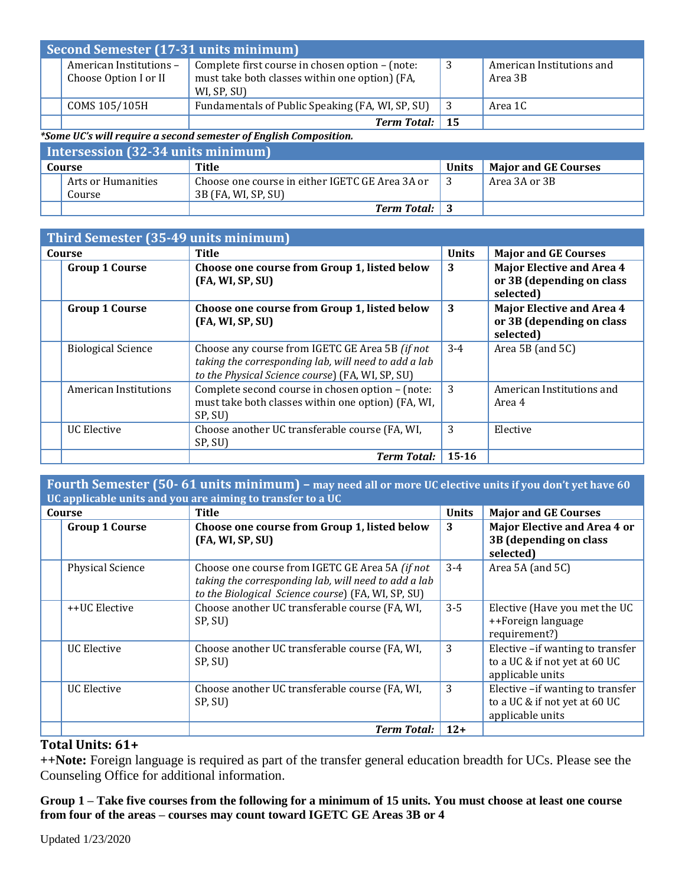## Second Semester (17-31 units minimum)

| | Course | Title | Units | Major and GE Courses |
|---|---|---|---|---|
| | American Institutions – Choose Option I or II | Complete first course in chosen option – (note: must take both classes within one option) (FA, WI, SP, SU) | 3 | American Institutions and Area 3B |
| | COMS 105/105H | Fundamentals of Public Speaking (FA, WI, SP, SU) | 3 | Area 1C |
| | | ***Term Total:*** | **15** | |

***Some UC's will require a second semester of English Composition.***

## Intersession (32-34 units minimum)

| | Course | Title | Units | Major and GE Courses |
|---|---|---|---|---|
| | Arts or Humanities Course | Choose one course in either IGETC GE Area 3A or 3B (FA, WI, SP, SU) | 3 | Area 3A or 3B |
| | | ***Term Total:*** | **3** | |

## Third Semester (35-49 units minimum)

| | Course | Title | Units | Major and GE Courses |
|---|---|---|---|---|
| | **Group 1 Course** | **Choose one course from Group 1, listed below (FA, WI, SP, SU)** | **3** | **Major Elective and Area 4 or 3B (depending on class selected)** |
| | **Group 1 Course** | **Choose one course from Group 1, listed below (FA, WI, SP, SU)** | **3** | **Major Elective and Area 4 or 3B (depending on class selected)** |
| | Biological Science | Choose any course from IGETC GE Area 5B *(if not taking the corresponding lab, will need to add a lab to the Physical Science course*) (FA, WI, SP, SU) | 3-4 | Area 5B (and 5C) |
| | American Institutions | Complete second course in chosen option – (note: must take both classes within one option) (FA, WI, SP, SU) | 3 | American Institutions and Area 4 |
| | UC Elective | Choose another UC transferable course (FA, WI, SP, SU) | 3 | Elective |
| | | ***Term Total:*** | **15-16** | |

## Fourth Semester (50- 61 units minimum) – may need all or more UC elective units if you don't yet have 60 UC applicable units and you are aiming to transfer to a UC

| | Course | Title | Units | Major and GE Courses |
|---|---|---|---|---|
| | **Group 1 Course** | **Choose one course from Group 1, listed below (FA, WI, SP, SU)** | **3** | **Major Elective and Area 4 or 3B (depending on class selected)** |
| | Physical Science | Choose one course from IGETC GE Area 5A *(if not taking the corresponding lab, will need to add a lab to the Biological Science course*) (FA, WI, SP, SU) | 3-4 | Area 5A (and 5C) |
| | ++UC Elective | Choose another UC transferable course (FA, WI, SP, SU) | 3-5 | Elective (Have you met the UC ++Foreign language requirement?) |
| | UC Elective | Choose another UC transferable course (FA, WI, SP, SU) | 3 | Elective –if wanting to transfer to a UC & if not yet at 60 UC applicable units |
| | UC Elective | Choose another UC transferable course (FA, WI, SP, SU) | 3 | Elective –if wanting to transfer to a UC & if not yet at 60 UC applicable units |
| | | ***Term Total:*** | **12+** | |

**Total Units: 61+**

**++Note:** Foreign language is required as part of the transfer general education breadth for UCs. Please see the Counseling Office for additional information.

**Group 1 – Take five courses from the following for a minimum of 15 units. You must choose at least one course from four of the areas – courses may count toward IGETC GE Areas 3B or 4**

Updated 1/23/2020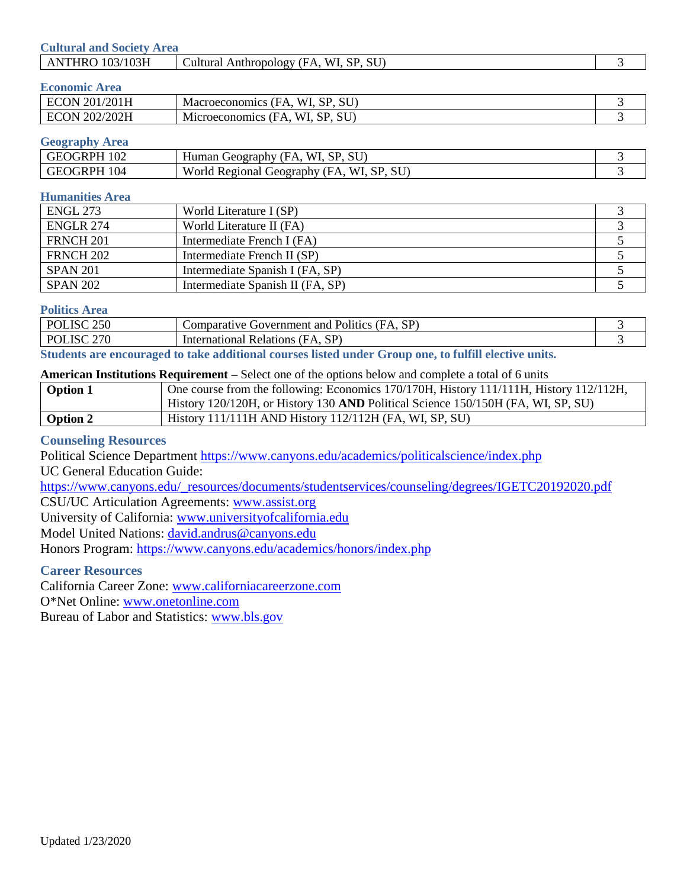### Cultural and Society Area

| | | |
|---|---|---|
| ANTHRO 103/103H | Cultural Anthropology (FA, WI, SP, SU) | 3 |

### Economic Area

| | | |
|---|---|---|
| ECON 201/201H | Macroeconomics (FA, WI, SP, SU) | 3 |
| ECON 202/202H | Microeconomics (FA, WI, SP, SU) | 3 |

### Geography Area

| | | |
|---|---|---|
| GEOGRPH 102 | Human Geography (FA, WI, SP, SU) | 3 |
| GEOGRPH 104 | World Regional Geography (FA, WI, SP, SU) | 3 |

### Humanities Area

| | | |
|---|---|---|
| ENGL 273 | World Literature I (SP) | 3 |
| ENGLR 274 | World Literature II (FA) | 3 |
| FRNCH 201 | Intermediate French I (FA) | 5 |
| FRNCH 202 | Intermediate French II (SP) | 5 |
| SPAN 201 | Intermediate Spanish I (FA, SP) | 5 |
| SPAN 202 | Intermediate Spanish II (FA, SP) | 5 |

### Politics Area

| | | |
|---|---|---|
| POLISC 250 | Comparative Government and Politics (FA, SP) | 3 |
| POLISC 270 | International Relations (FA, SP) | 3 |

**Students are encouraged to take additional courses listed under Group one, to fulfill elective units.**

**American Institutions Requirement** – Select one of the options below and complete a total of 6 units

| | |
|---|---|
| **Option 1** | One course from the following: Economics 170/170H, History 111/111H, History 112/112H, History 120/120H, or History 130 **AND** Political Science 150/150H (FA, WI, SP, SU) |
| **Option 2** | History 111/111H AND History 112/112H (FA, WI, SP, SU) |

### Counseling Resources

Political Science Department https://www.canyons.edu/academics/politicalscience/index.php
UC General Education Guide:
https://www.canyons.edu/_resources/documents/studentservices/counseling/degrees/IGETC20192020.pdf
CSU/UC Articulation Agreements: www.assist.org
University of California: www.universityofcalifornia.edu
Model United Nations: david.andrus@canyons.edu
Honors Program: https://www.canyons.edu/academics/honors/index.php

### Career Resources

California Career Zone: www.californiacareerzone.com
O*Net Online: www.onetonline.com
Bureau of Labor and Statistics: www.bls.gov

Updated 1/23/2020